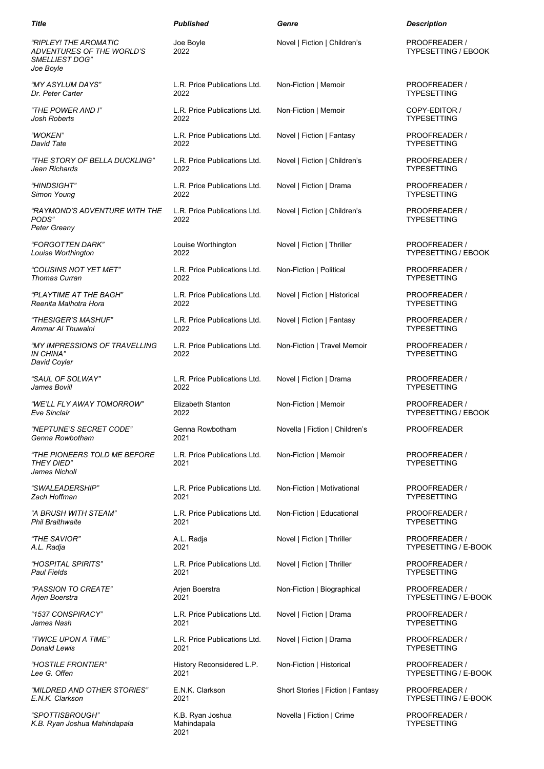| *Title* | *Published* | *Genre* | *Description* |
|---|---|---|---|
| *"RIPLEY! THE AROMATIC ADVENTURES OF THE WORLD'S SMELLIEST DOG"* *Joe Boyle* | Joe Boyle 2022 | Novel \| Fiction \| Children's | PROOFREADER / TYPESETTING / EBOOK |
| *"MY ASYLUM DAYS"* *Dr. Peter Carter* | L.R. Price Publications Ltd. 2022 | Non-Fiction \| Memoir | PROOFREADER / TYPESETTING |
| *"THE POWER AND I"* *Josh Roberts* | L.R. Price Publications Ltd. 2022 | Non-Fiction \| Memoir | COPY-EDITOR / TYPESETTING |
| *"WOKEN"* *David Tate* | L.R. Price Publications Ltd. 2022 | Novel \| Fiction \| Fantasy | PROOFREADER / TYPESETTING |
| *"THE STORY OF BELLA DUCKLING"* *Jean Richards* | L.R. Price Publications Ltd. 2022 | Novel \| Fiction \| Children's | PROOFREADER / TYPESETTING |
| *"HINDSIGHT"* *Simon Young* | L.R. Price Publications Ltd. 2022 | Novel \| Fiction \| Drama | PROOFREADER / TYPESETTING |
| *"RAYMOND'S ADVENTURE WITH THE PODS"* *Peter Greany* | L.R. Price Publications Ltd. 2022 | Novel \| Fiction \| Children's | PROOFREADER / TYPESETTING |
| *"FORGOTTEN DARK"* *Louise Worthington* | Louise Worthington 2022 | Novel \| Fiction \| Thriller | PROOFREADER / TYPESETTING / EBOOK |
| *"COUSINS NOT YET MET"* *Thomas Curran* | L.R. Price Publications Ltd. 2022 | Non-Fiction \| Political | PROOFREADER / TYPESETTING |
| *"PLAYTIME AT THE BAGH"* *Reenita Malhotra Hora* | L.R. Price Publications Ltd. 2022 | Novel \| Fiction \| Historical | PROOFREADER / TYPESETTING |
| *"THESIGER'S MASHUF"* *Ammar Al Thuwaini* | L.R. Price Publications Ltd. 2022 | Novel \| Fiction \| Fantasy | PROOFREADER / TYPESETTING |
| *"MY IMPRESSIONS OF TRAVELLING IN CHINA"* *David Coyler* | L.R. Price Publications Ltd. 2022 | Non-Fiction \| Travel Memoir | PROOFREADER / TYPESETTING |
| *"SAUL OF SOLWAY"* *James Bovill* | L.R. Price Publications Ltd. 2022 | Novel \| Fiction \| Drama | PROOFREADER / TYPESETTING |
| *"WE'LL FLY AWAY TOMORROW"* *Eve Sinclair* | Elizabeth Stanton 2022 | Non-Fiction \| Memoir | PROOFREADER / TYPESETTING / EBOOK |
| *"NEPTUNE'S SECRET CODE"* *Genna Rowbotham* | Genna Rowbotham 2021 | Novella \| Fiction \| Children's | PROOFREADER |
| *"THE PIONEERS TOLD ME BEFORE THEY DIED"* *James Nicholl* | L.R. Price Publications Ltd. 2021 | Non-Fiction \| Memoir | PROOFREADER / TYPESETTING |
| *"SWALEADERSHIP"* *Zach Hoffman* | L.R. Price Publications Ltd. 2021 | Non-Fiction \| Motivational | PROOFREADER / TYPESETTING |
| *"A BRUSH WITH STEAM"* *Phil Braithwaite* | L.R. Price Publications Ltd. 2021 | Non-Fiction \| Educational | PROOFREADER / TYPESETTING |
| *"THE SAVIOR"* *A.L. Radja* | A.L. Radja 2021 | Novel \| Fiction \| Thriller | PROOFREADER / TYPESETTING / E-BOOK |
| *"HOSPITAL SPIRITS"* *Paul Fields* | L.R. Price Publications Ltd. 2021 | Novel \| Fiction \| Thriller | PROOFREADER / TYPESETTING |
| *"PASSION TO CREATE"* *Arjen Boerstra* | Arjen Boerstra 2021 | Non-Fiction \| Biographical | PROOFREADER / TYPESETTING / E-BOOK |
| *"1537 CONSPIRACY"* *James Nash* | L.R. Price Publications Ltd. 2021 | Novel \| Fiction \| Drama | PROOFREADER / TYPESETTING |
| *"TWICE UPON A TIME"* *Donald Lewis* | L.R. Price Publications Ltd. 2021 | Novel \| Fiction \| Drama | PROOFREADER / TYPESETTING |
| *"HOSTILE FRONTIER"* *Lee G. Offen* | History Reconsidered L.P. 2021 | Non-Fiction \| Historical | PROOFREADER / TYPESETTING / E-BOOK |
| *"MILDRED AND OTHER STORIES"* *E.N.K. Clarkson* | E.N.K. Clarkson 2021 | Short Stories \| Fiction \| Fantasy | PROOFREADER / TYPESETTING / E-BOOK |
| *"SPOTTISBROUGH"* *K.B. Ryan Joshua Mahindapala* | K.B. Ryan Joshua Mahindapala 2021 | Novella \| Fiction \| Crime | PROOFREADER / TYPESETTING |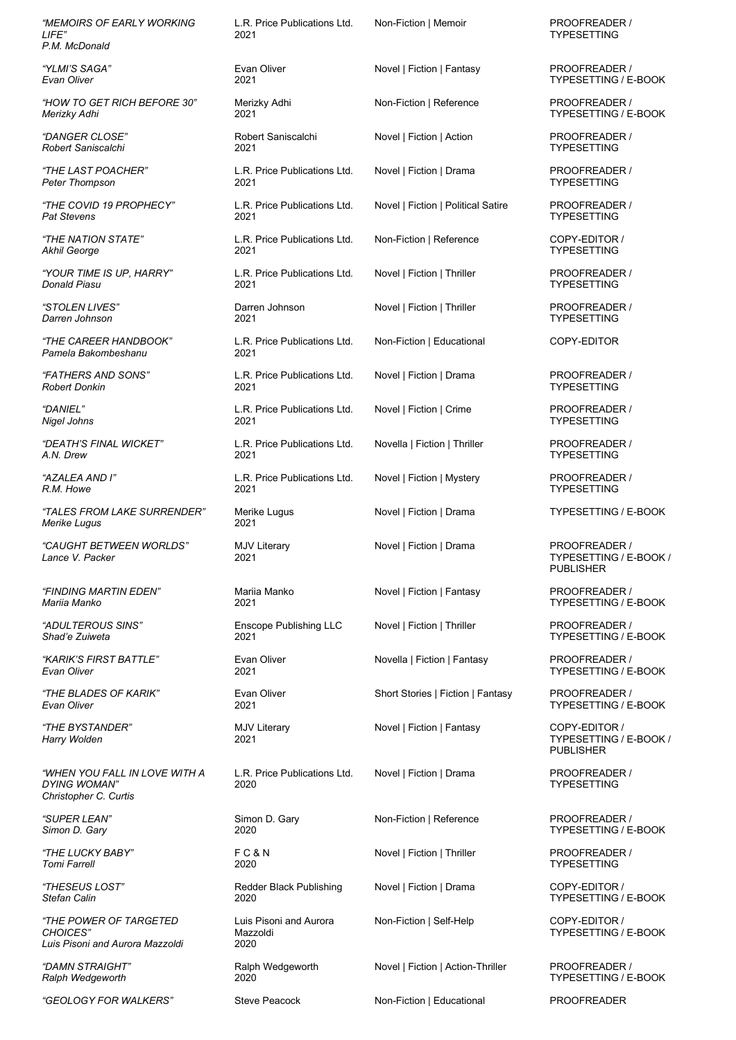| Title / Author | Publisher / Year | Genre | Role |
|---|---|---|---|
| *"MEMOIRS OF EARLY WORKING LIFE"* *P.M. McDonald* | L.R. Price Publications Ltd. 2021 | Non-Fiction \| Memoir | PROOFREADER / TYPESETTING |
| *"YLMI'S SAGA"* *Evan Oliver* | Evan Oliver 2021 | Novel \| Fiction \| Fantasy | PROOFREADER / TYPESETTING / E-BOOK |
| *"HOW TO GET RICH BEFORE 30"* *Merizky Adhi* | Merizky Adhi 2021 | Non-Fiction \| Reference | PROOFREADER / TYPESETTING / E-BOOK |
| *"DANGER CLOSE"* *Robert Saniscalchi* | Robert Saniscalchi 2021 | Novel \| Fiction \| Action | PROOFREADER / TYPESETTING |
| *"THE LAST POACHER"* *Peter Thompson* | L.R. Price Publications Ltd. 2021 | Novel \| Fiction \| Drama | PROOFREADER / TYPESETTING |
| *"THE COVID 19 PROPHECY"* *Pat Stevens* | L.R. Price Publications Ltd. 2021 | Novel \| Fiction \| Political Satire | PROOFREADER / TYPESETTING |
| *"THE NATION STATE"* *Akhil George* | L.R. Price Publications Ltd. 2021 | Non-Fiction \| Reference | COPY-EDITOR / TYPESETTING |
| *"YOUR TIME IS UP, HARRY"* *Donald Piasu* | L.R. Price Publications Ltd. 2021 | Novel \| Fiction \| Thriller | PROOFREADER / TYPESETTING |
| *"STOLEN LIVES"* *Darren Johnson* | Darren Johnson 2021 | Novel \| Fiction \| Thriller | PROOFREADER / TYPESETTING |
| *"THE CAREER HANDBOOK"* *Pamela Bakombeshanu* | L.R. Price Publications Ltd. 2021 | Non-Fiction \| Educational | COPY-EDITOR |
| *"FATHERS AND SONS"* *Robert Donkin* | L.R. Price Publications Ltd. 2021 | Novel \| Fiction \| Drama | PROOFREADER / TYPESETTING |
| *"DANIEL"* *Nigel Johns* | L.R. Price Publications Ltd. 2021 | Novel \| Fiction \| Crime | PROOFREADER / TYPESETTING |
| *"DEATH'S FINAL WICKET"* *A.N. Drew* | L.R. Price Publications Ltd. 2021 | Novella \| Fiction \| Thriller | PROOFREADER / TYPESETTING |
| *"AZALEA AND I"* *R.M. Howe* | L.R. Price Publications Ltd. 2021 | Novel \| Fiction \| Mystery | PROOFREADER / TYPESETTING |
| *"TALES FROM LAKE SURRENDER"* *Merike Lugus* | Merike Lugus 2021 | Novel \| Fiction \| Drama | TYPESETTING / E-BOOK |
| *"CAUGHT BETWEEN WORLDS"* *Lance V. Packer* | MJV Literary 2021 | Novel \| Fiction \| Drama | PROOFREADER / TYPESETTING / E-BOOK / PUBLISHER |
| *"FINDING MARTIN EDEN"* *Mariia Manko* | Mariia Manko 2021 | Novel \| Fiction \| Fantasy | PROOFREADER / TYPESETTING / E-BOOK |
| *"ADULTEROUS SINS"* *Shad'e Zuiweta* | Enscope Publishing LLC 2021 | Novel \| Fiction \| Thriller | PROOFREADER / TYPESETTING / E-BOOK |
| *"KARIK'S FIRST BATTLE"* *Evan Oliver* | Evan Oliver 2021 | Novella \| Fiction \| Fantasy | PROOFREADER / TYPESETTING / E-BOOK |
| *"THE BLADES OF KARIK"* *Evan Oliver* | Evan Oliver 2021 | Short Stories \| Fiction \| Fantasy | PROOFREADER / TYPESETTING / E-BOOK |
| *"THE BYSTANDER"* *Harry Wolden* | MJV Literary 2021 | Novel \| Fiction \| Fantasy | COPY-EDITOR / TYPESETTING / E-BOOK / PUBLISHER |
| *"WHEN YOU FALL IN LOVE WITH A DYING WOMAN"* *Christopher C. Curtis* | L.R. Price Publications Ltd. 2020 | Novel \| Fiction \| Drama | PROOFREADER / TYPESETTING |
| *"SUPER LEAN"* *Simon D. Gary* | Simon D. Gary 2020 | Non-Fiction \| Reference | PROOFREADER / TYPESETTING / E-BOOK |
| *"THE LUCKY BABY"* *Tomi Farrell* | F C & N 2020 | Novel \| Fiction \| Thriller | PROOFREADER / TYPESETTING |
| *"THESEUS LOST"* *Stefan Calin* | Redder Black Publishing 2020 | Novel \| Fiction \| Drama | COPY-EDITOR / TYPESETTING / E-BOOK |
| *"THE POWER OF TARGETED CHOICES"* *Luis Pisoni and Aurora Mazzoldi* | Luis Pisoni and Aurora Mazzoldi 2020 | Non-Fiction \| Self-Help | COPY-EDITOR / TYPESETTING / E-BOOK |
| *"DAMN STRAIGHT"* *Ralph Wedgeworth* | Ralph Wedgeworth 2020 | Novel \| Fiction \| Action-Thriller | PROOFREADER / TYPESETTING / E-BOOK |
| *"GEOLOGY FOR WALKERS"* | Steve Peacock | Non-Fiction \| Educational | PROOFREADER |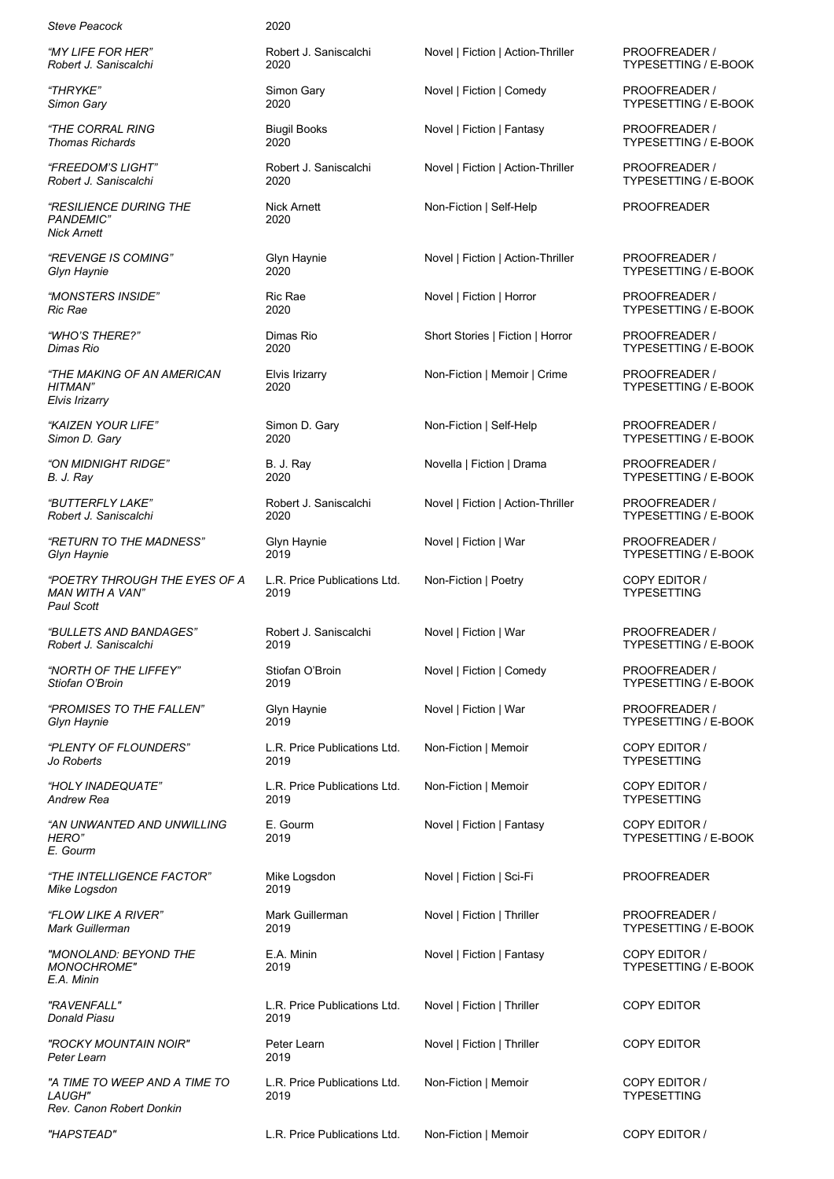| | | | |
|---|---|---|---|
| *Steve Peacock* | 2020 | | |
| *"MY LIFE FOR HER"*<br>*Robert J. Saniscalchi* | Robert J. Saniscalchi<br>2020 | Novel \| Fiction \| Action-Thriller | PROOFREADER / TYPESETTING / E-BOOK |
| *"THRYKE"*<br>*Simon Gary* | Simon Gary<br>2020 | Novel \| Fiction \| Comedy | PROOFREADER / TYPESETTING / E-BOOK |
| *"THE CORRAL RING*<br>*Thomas Richards* | Biugil Books<br>2020 | Novel \| Fiction \| Fantasy | PROOFREADER / TYPESETTING / E-BOOK |
| *"FREEDOM'S LIGHT"*<br>*Robert J. Saniscalchi* | Robert J. Saniscalchi<br>2020 | Novel \| Fiction \| Action-Thriller | PROOFREADER / TYPESETTING / E-BOOK |
| *"RESILIENCE DURING THE PANDEMIC"*<br>*Nick Arnett* | Nick Arnett<br>2020 | Non-Fiction \| Self-Help | PROOFREADER |
| *"REVENGE IS COMING"*<br>*Glyn Haynie* | Glyn Haynie<br>2020 | Novel \| Fiction \| Action-Thriller | PROOFREADER / TYPESETTING / E-BOOK |
| *"MONSTERS INSIDE"*<br>*Ric Rae* | Ric Rae<br>2020 | Novel \| Fiction \| Horror | PROOFREADER / TYPESETTING / E-BOOK |
| *"WHO'S THERE?"*<br>*Dimas Rio* | Dimas Rio<br>2020 | Short Stories \| Fiction \| Horror | PROOFREADER / TYPESETTING / E-BOOK |
| *"THE MAKING OF AN AMERICAN HITMAN"*<br>*Elvis Irizarry* | Elvis Irizarry<br>2020 | Non-Fiction \| Memoir \| Crime | PROOFREADER / TYPESETTING / E-BOOK |
| *"KAIZEN YOUR LIFE"*<br>*Simon D. Gary* | Simon D. Gary<br>2020 | Non-Fiction \| Self-Help | PROOFREADER / TYPESETTING / E-BOOK |
| *"ON MIDNIGHT RIDGE"*<br>*B. J. Ray* | B. J. Ray<br>2020 | Novella \| Fiction \| Drama | PROOFREADER / TYPESETTING / E-BOOK |
| *"BUTTERFLY LAKE"*<br>*Robert J. Saniscalchi* | Robert J. Saniscalchi<br>2020 | Novel \| Fiction \| Action-Thriller | PROOFREADER / TYPESETTING / E-BOOK |
| *"RETURN TO THE MADNESS"*<br>*Glyn Haynie* | Glyn Haynie<br>2019 | Novel \| Fiction \| War | PROOFREADER / TYPESETTING / E-BOOK |
| *"POETRY THROUGH THE EYES OF A MAN WITH A VAN"*<br>*Paul Scott* | L.R. Price Publications Ltd.<br>2019 | Non-Fiction \| Poetry | COPY EDITOR / TYPESETTING |
| *"BULLETS AND BANDAGES"*<br>*Robert J. Saniscalchi* | Robert J. Saniscalchi<br>2019 | Novel \| Fiction \| War | PROOFREADER / TYPESETTING / E-BOOK |
| *"NORTH OF THE LIFFEY"*<br>*Stiofan O'Broin* | Stiofan O'Broin<br>2019 | Novel \| Fiction \| Comedy | PROOFREADER / TYPESETTING / E-BOOK |
| *"PROMISES TO THE FALLEN"*<br>*Glyn Haynie* | Glyn Haynie<br>2019 | Novel \| Fiction \| War | PROOFREADER / TYPESETTING / E-BOOK |
| *"PLENTY OF FLOUNDERS"*<br>*Jo Roberts* | L.R. Price Publications Ltd.<br>2019 | Non-Fiction \| Memoir | COPY EDITOR / TYPESETTING |
| *"HOLY INADEQUATE"*<br>*Andrew Rea* | L.R. Price Publications Ltd.<br>2019 | Non-Fiction \| Memoir | COPY EDITOR / TYPESETTING |
| *"AN UNWANTED AND UNWILLING HERO"*<br>*E. Gourm* | E. Gourm<br>2019 | Novel \| Fiction \| Fantasy | COPY EDITOR / TYPESETTING / E-BOOK |
| *"THE INTELLIGENCE FACTOR"*<br>*Mike Logsdon* | Mike Logsdon<br>2019 | Novel \| Fiction \| Sci-Fi | PROOFREADER |
| *"FLOW LIKE A RIVER"*<br>*Mark Guillerman* | Mark Guillerman<br>2019 | Novel \| Fiction \| Thriller | PROOFREADER / TYPESETTING / E-BOOK |
| *"MONOLAND: BEYOND THE MONOCHROME"*<br>*E.A. Minin* | E.A. Minin<br>2019 | Novel \| Fiction \| Fantasy | COPY EDITOR / TYPESETTING / E-BOOK |
| *"RAVENFALL"*<br>*Donald Piasu* | L.R. Price Publications Ltd.<br>2019 | Novel \| Fiction \| Thriller | COPY EDITOR |
| *"ROCKY MOUNTAIN NOIR"*<br>*Peter Learn* | Peter Learn<br>2019 | Novel \| Fiction \| Thriller | COPY EDITOR |
| *"A TIME TO WEEP AND A TIME TO LAUGH"*<br>*Rev. Canon Robert Donkin* | L.R. Price Publications Ltd.<br>2019 | Non-Fiction \| Memoir | COPY EDITOR / TYPESETTING |
| *"HAPSTEAD"* | L.R. Price Publications Ltd. | Non-Fiction \| Memoir | COPY EDITOR / |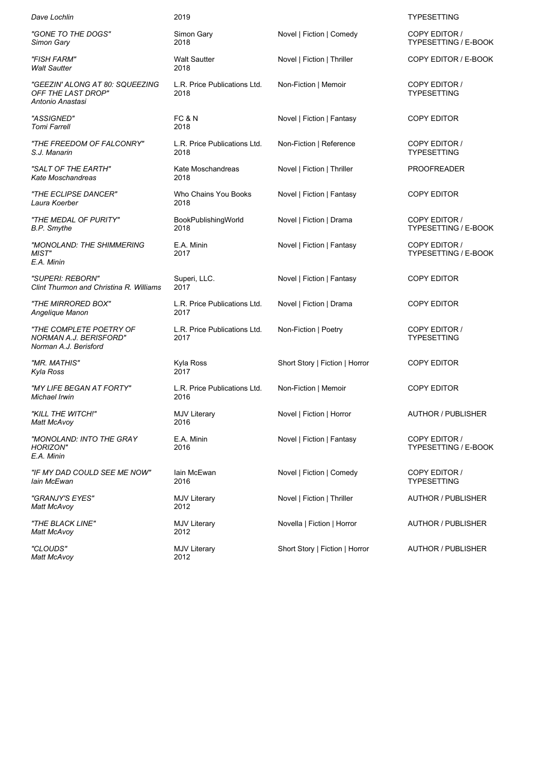| | | | |
|---|---|---|---|
| *Dave Lochlin* | 2019 | | TYPESETTING |
| *"GONE TO THE DOGS"* *Simon Gary* | Simon Gary 2018 | Novel \| Fiction \| Comedy | COPY EDITOR / TYPESETTING / E-BOOK |
| *"FISH FARM"* *Walt Sautter* | Walt Sautter 2018 | Novel \| Fiction \| Thriller | COPY EDITOR / E-BOOK |
| *"GEEZIN' ALONG AT 80: SQUEEZING OFF THE LAST DROP"* *Antonio Anastasi* | L.R. Price Publications Ltd. 2018 | Non-Fiction \| Memoir | COPY EDITOR / TYPESETTING |
| *"ASSIGNED"* *Tomi Farrell* | FC & N 2018 | Novel \| Fiction \| Fantasy | COPY EDITOR |
| *"THE FREEDOM OF FALCONRY"* *S.J. Manarin* | L.R. Price Publications Ltd. 2018 | Non-Fiction \| Reference | COPY EDITOR / TYPESETTING |
| *"SALT OF THE EARTH"* *Kate Moschandreas* | Kate Moschandreas 2018 | Novel \| Fiction \| Thriller | PROOFREADER |
| *"THE ECLIPSE DANCER"* *Laura Koerber* | Who Chains You Books 2018 | Novel \| Fiction \| Fantasy | COPY EDITOR |
| *"THE MEDAL OF PURITY"* *B.P. Smythe* | BookPublishingWorld 2018 | Novel \| Fiction \| Drama | COPY EDITOR / TYPESETTING / E-BOOK |
| *"MONOLAND: THE SHIMMERING MIST"* *E.A. Minin* | E.A. Minin 2017 | Novel \| Fiction \| Fantasy | COPY EDITOR / TYPESETTING / E-BOOK |
| *"SUPERI: REBORN"* *Clint Thurmon and Christina R. Williams* | Superi, LLC. 2017 | Novel \| Fiction \| Fantasy | COPY EDITOR |
| *"THE MIRRORED BOX"* *Angelique Manon* | L.R. Price Publications Ltd. 2017 | Novel \| Fiction \| Drama | COPY EDITOR |
| *"THE COMPLETE POETRY OF NORMAN A.J. BERISFORD"* *Norman A.J. Berisford* | L.R. Price Publications Ltd. 2017 | Non-Fiction \| Poetry | COPY EDITOR / TYPESETTING |
| *"MR. MATHIS"* *Kyla Ross* | Kyla Ross 2017 | Short Story \| Fiction \| Horror | COPY EDITOR |
| *"MY LIFE BEGAN AT FORTY"* *Michael Irwin* | L.R. Price Publications Ltd. 2016 | Non-Fiction \| Memoir | COPY EDITOR |
| *"KILL THE WITCH!"* *Matt McAvoy* | MJV Literary 2016 | Novel \| Fiction \| Horror | AUTHOR / PUBLISHER |
| *"MONOLAND: INTO THE GRAY HORIZON"* *E.A. Minin* | E.A. Minin 2016 | Novel \| Fiction \| Fantasy | COPY EDITOR / TYPESETTING / E-BOOK |
| *"IF MY DAD COULD SEE ME NOW"* *Iain McEwan* | Iain McEwan 2016 | Novel \| Fiction \| Comedy | COPY EDITOR / TYPESETTING |
| *"GRANJY'S EYES"* *Matt McAvoy* | MJV Literary 2012 | Novel \| Fiction \| Thriller | AUTHOR / PUBLISHER |
| *"THE BLACK LINE"* *Matt McAvoy* | MJV Literary 2012 | Novella \| Fiction \| Horror | AUTHOR / PUBLISHER |
| *"CLOUDS"* *Matt McAvoy* | MJV Literary 2012 | Short Story \| Fiction \| Horror | AUTHOR / PUBLISHER |